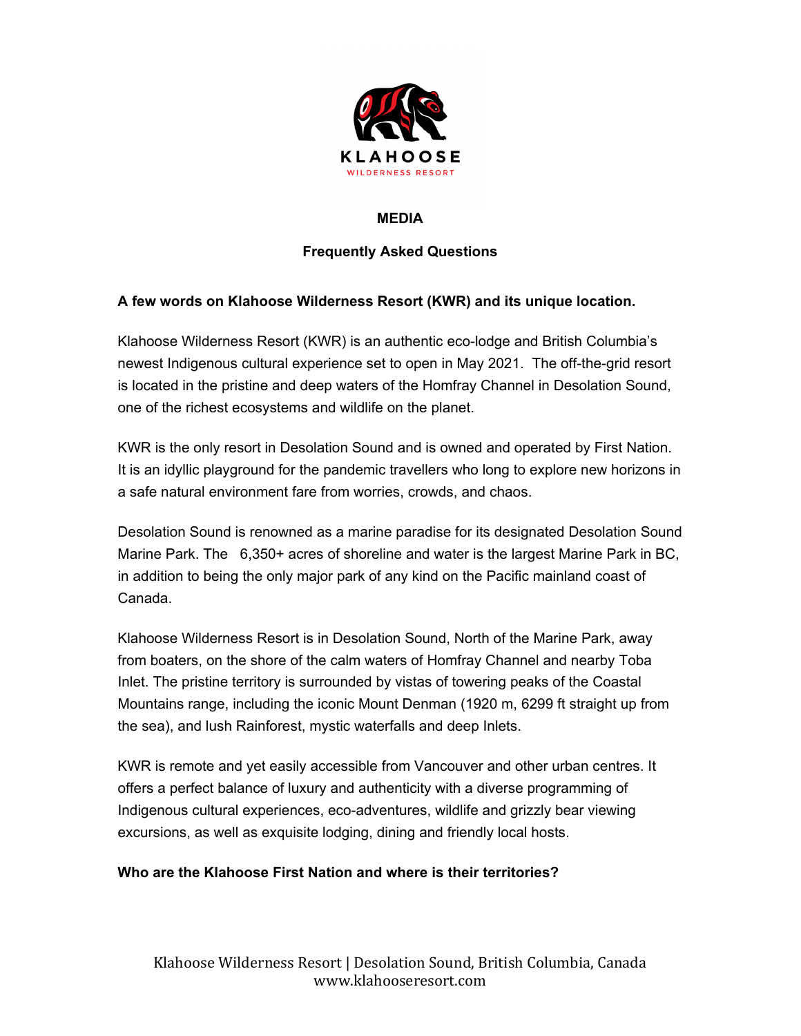KLAHOOSE

WILDERNESS RESORT

**MEDIA**

**Frequently Asked Questions**

**A few words on Klahoose Wilderness Resort (KWR) and its unique location.**

Klahoose Wilderness Resort (KWR) is an authentic eco-lodge and British Columbia's newest Indigenous cultural experience set to open in May 2021. The off-the-grid resort is located in the pristine and deep waters of the Homfray Channel in Desolation Sound, one of the richest ecosystems and wildlife on the planet.

KWR is the only resort in Desolation Sound and is owned and operated by First Nation. It is an idyllic playground for the pandemic travellers who long to explore new horizons in a safe natural environment fare from worries, crowds, and chaos.

Desolation Sound is renowned as a marine paradise for its designated Desolation Sound Marine Park. The 6,350+ acres of shoreline and water is the largest Marine Park in BC, in addition to being the only major park of any kind on the Pacific mainland coast of Canada.

Klahoose Wilderness Resort is in Desolation Sound, North of the Marine Park, away from boaters, on the shore of the calm waters of Homfray Channel and nearby Toba Inlet. The pristine territory is surrounded by vistas of towering peaks of the Coastal Mountains range, including the iconic Mount Denman (1920 m, 6299 ft straight up from the sea), and lush Rainforest, mystic waterfalls and deep Inlets.

KWR is remote and yet easily accessible from Vancouver and other urban centres. It offers a perfect balance of luxury and authenticity with a diverse programming of Indigenous cultural experiences, eco-adventures, wildlife and grizzly bear viewing excursions, as well as exquisite lodging, dining and friendly local hosts.

**Who are the Klahoose First Nation and where is their territories?**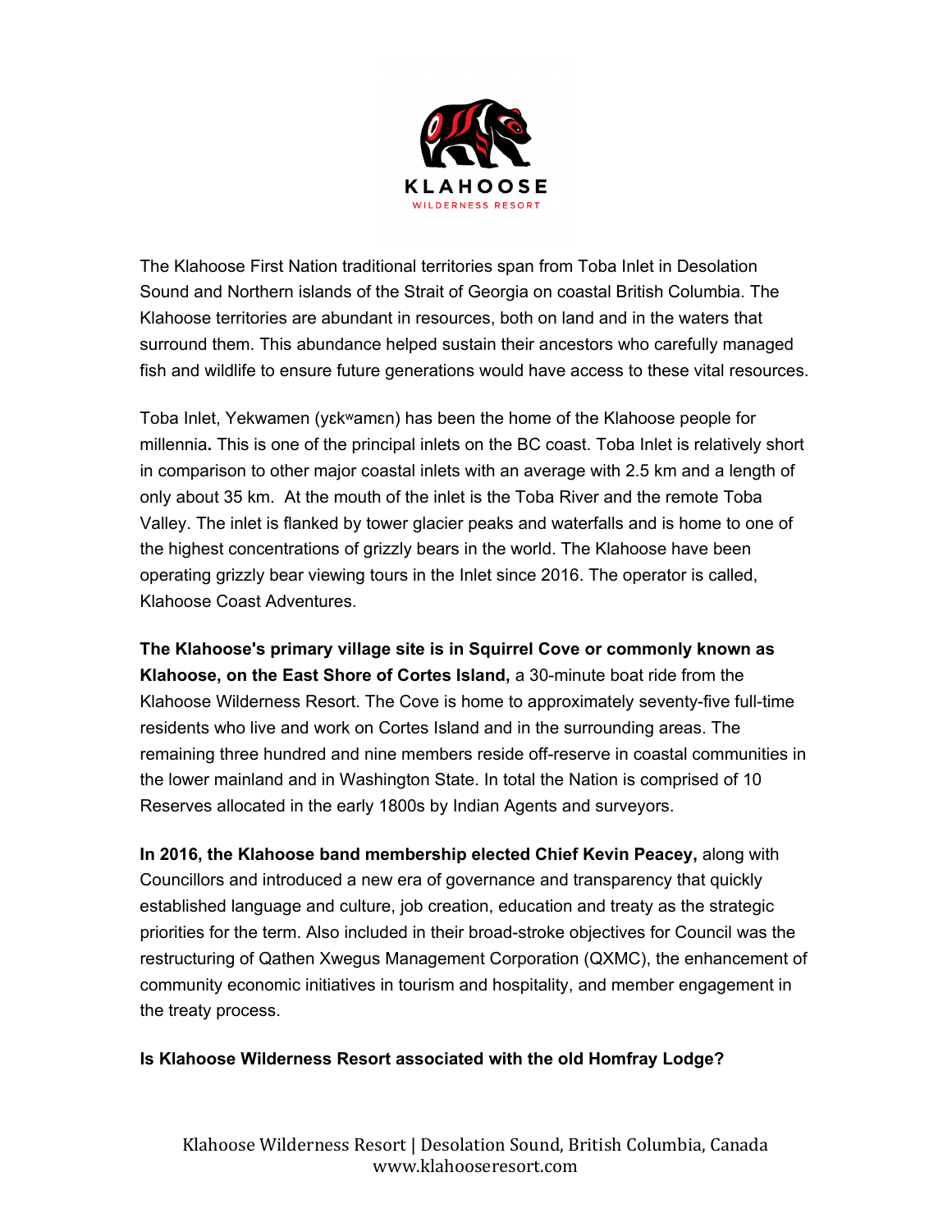The Klahoose First Nation traditional territories span from Toba Inlet in Desolation Sound and Northern islands of the Strait of Georgia on coastal British Columbia. The Klahoose territories are abundant in resources, both on land and in the waters that surround them. This abundance helped sustain their ancestors who carefully managed fish and wildlife to ensure future generations would have access to these vital resources.

Toba Inlet, Yekwamen (yɛkʷamɛn) has been the home of the Klahoose people for millennia**.** This is one of the principal inlets on the BC coast. Toba Inlet is relatively short in comparison to other major coastal inlets with an average with 2.5 km and a length of only about 35 km. At the mouth of the inlet is the Toba River and the remote Toba Valley. The inlet is flanked by tower glacier peaks and waterfalls and is home to one of the highest concentrations of grizzly bears in the world. The Klahoose have been operating grizzly bear viewing tours in the Inlet since 2016. The operator is called, Klahoose Coast Adventures.

**The Klahoose's primary village site is in Squirrel Cove or commonly known as Klahoose, on the East Shore of Cortes Island,** a 30-minute boat ride from the Klahoose Wilderness Resort. The Cove is home to approximately seventy-five full-time residents who live and work on Cortes Island and in the surrounding areas. The remaining three hundred and nine members reside off-reserve in coastal communities in the lower mainland and in Washington State. In total the Nation is comprised of 10 Reserves allocated in the early 1800s by Indian Agents and surveyors.

**In 2016, the Klahoose band membership elected Chief Kevin Peacey,** along with Councillors and introduced a new era of governance and transparency that quickly established language and culture, job creation, education and treaty as the strategic priorities for the term. Also included in their broad-stroke objectives for Council was the restructuring of Qathen Xwegus Management Corporation (QXMC), the enhancement of community economic initiatives in tourism and hospitality, and member engagement in the treaty process.

**Is Klahoose Wilderness Resort associated with the old Homfray Lodge?**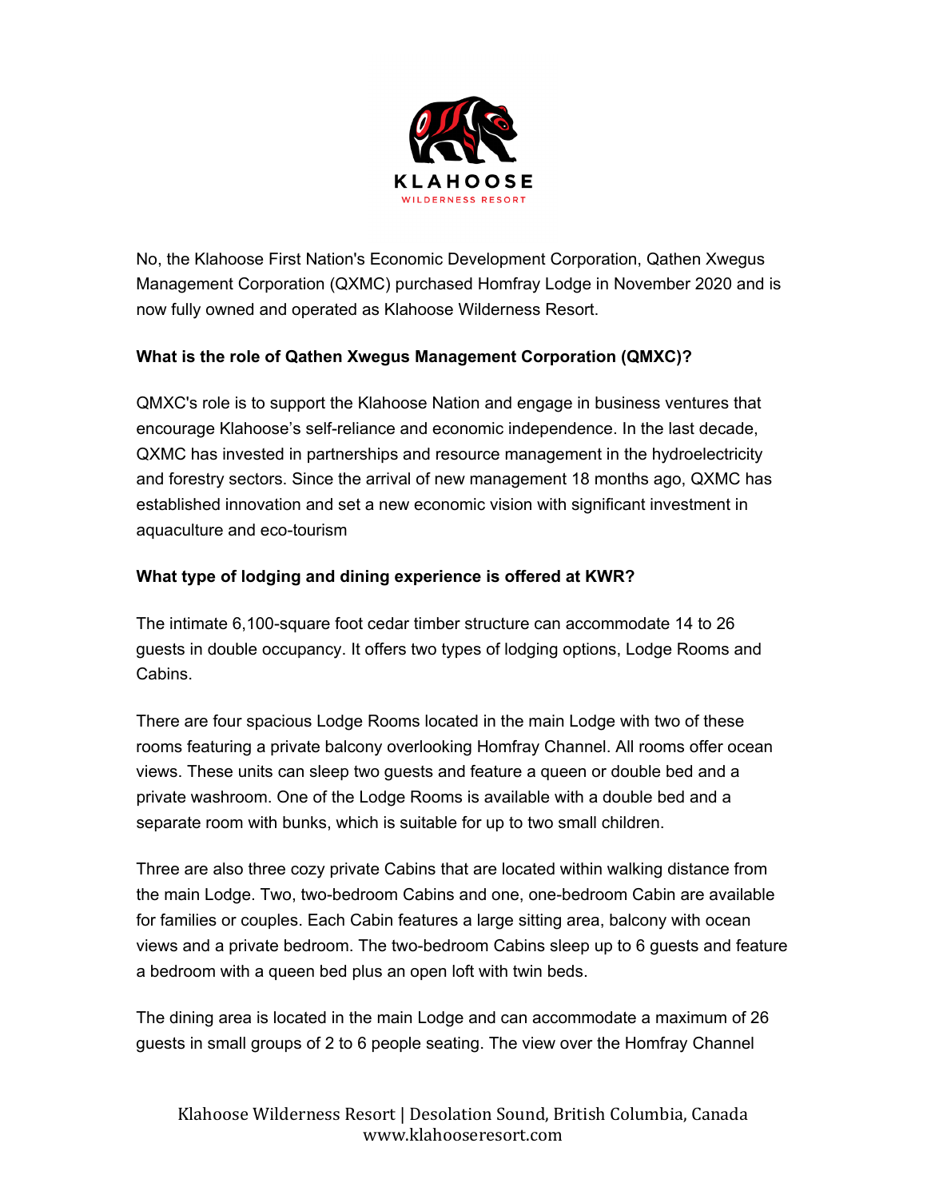No, the Klahoose First Nation's Economic Development Corporation, Qathen Xwegus Management Corporation (QXMC) purchased Homfray Lodge in November 2020 and is now fully owned and operated as Klahoose Wilderness Resort.

**What is the role of Qathen Xwegus Management Corporation (QMXC)?**

QMXC's role is to support the Klahoose Nation and engage in business ventures that encourage Klahoose's self-reliance and economic independence. In the last decade, QXMC has invested in partnerships and resource management in the hydroelectricity and forestry sectors. Since the arrival of new management 18 months ago, QXMC has established innovation and set a new economic vision with significant investment in aquaculture and eco-tourism

**What type of lodging and dining experience is offered at KWR?**

The intimate 6,100-square foot cedar timber structure can accommodate 14 to 26 guests in double occupancy. It offers two types of lodging options, Lodge Rooms and Cabins.

There are four spacious Lodge Rooms located in the main Lodge with two of these rooms featuring a private balcony overlooking Homfray Channel. All rooms offer ocean views. These units can sleep two guests and feature a queen or double bed and a private washroom. One of the Lodge Rooms is available with a double bed and a separate room with bunks, which is suitable for up to two small children.

Three are also three cozy private Cabins that are located within walking distance from the main Lodge. Two, two-bedroom Cabins and one, one-bedroom Cabin are available for families or couples. Each Cabin features a large sitting area, balcony with ocean views and a private bedroom. The two-bedroom Cabins sleep up to 6 guests and feature a bedroom with a queen bed plus an open loft with twin beds.

The dining area is located in the main Lodge and can accommodate a maximum of 26 guests in small groups of 2 to 6 people seating. The view over the Homfray Channel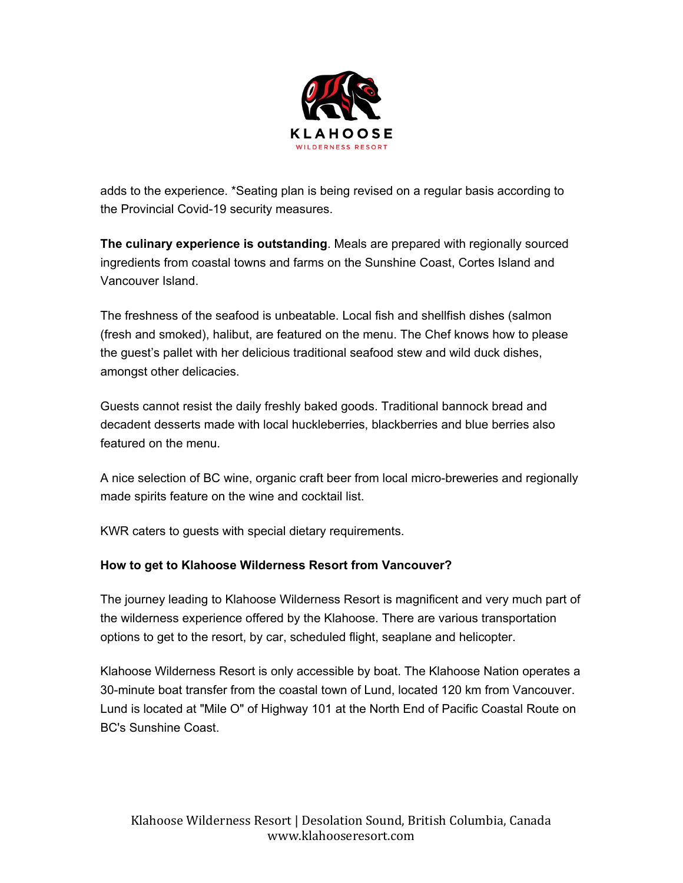adds to the experience. *Seating plan is being revised on a regular basis according to the Provincial Covid-19 security measures.

**The culinary experience is outstanding**. Meals are prepared with regionally sourced ingredients from coastal towns and farms on the Sunshine Coast, Cortes Island and Vancouver Island.

The freshness of the seafood is unbeatable. Local fish and shellfish dishes (salmon (fresh and smoked), halibut, are featured on the menu. The Chef knows how to please the guest's pallet with her delicious traditional seafood stew and wild duck dishes, amongst other delicacies.

Guests cannot resist the daily freshly baked goods. Traditional bannock bread and decadent desserts made with local huckleberries, blackberries and blue berries also featured on the menu.

A nice selection of BC wine, organic craft beer from local micro-breweries and regionally made spirits feature on the wine and cocktail list.

KWR caters to guests with special dietary requirements.

**How to get to Klahoose Wilderness Resort from Vancouver?**

The journey leading to Klahoose Wilderness Resort is magnificent and very much part of the wilderness experience offered by the Klahoose. There are various transportation options to get to the resort, by car, scheduled flight, seaplane and helicopter.

Klahoose Wilderness Resort is only accessible by boat. The Klahoose Nation operates a 30-minute boat transfer from the coastal town of Lund, located 120 km from Vancouver. Lund is located at "Mile O" of Highway 101 at the North End of Pacific Coastal Route on BC's Sunshine Coast.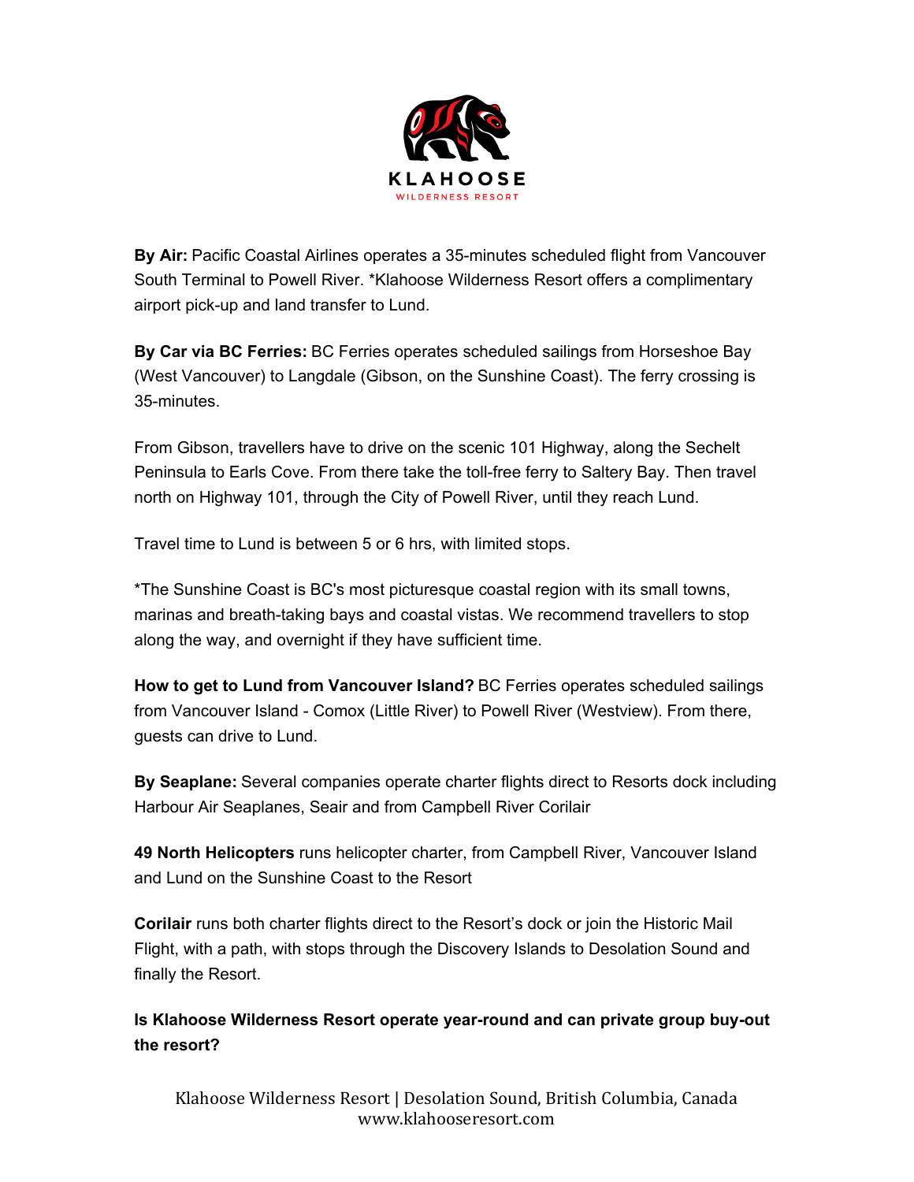**By Air:** Pacific Coastal Airlines operates a 35-minutes scheduled flight from Vancouver South Terminal to Powell River. *Klahoose Wilderness Resort offers a complimentary airport pick-up and land transfer to Lund.

**By Car via BC Ferries:** BC Ferries operates scheduled sailings from Horseshoe Bay (West Vancouver) to Langdale (Gibson, on the Sunshine Coast). The ferry crossing is 35-minutes.

From Gibson, travellers have to drive on the scenic 101 Highway, along the Sechelt Peninsula to Earls Cove. From there take the toll-free ferry to Saltery Bay. Then travel north on Highway 101, through the City of Powell River, until they reach Lund.

Travel time to Lund is between 5 or 6 hrs, with limited stops.

*The Sunshine Coast is BC's most picturesque coastal region with its small towns, marinas and breath-taking bays and coastal vistas. We recommend travellers to stop along the way, and overnight if they have sufficient time.

**How to get to Lund from Vancouver Island?** BC Ferries operates scheduled sailings from Vancouver Island - Comox (Little River) to Powell River (Westview). From there, guests can drive to Lund.

**By Seaplane:** Several companies operate charter flights direct to Resorts dock including Harbour Air Seaplanes, Seair and from Campbell River Corilair

**49 North Helicopters** runs helicopter charter, from Campbell River, Vancouver Island and Lund on the Sunshine Coast to the Resort

**Corilair** runs both charter flights direct to the Resort's dock or join the Historic Mail Flight, with a path, with stops through the Discovery Islands to Desolation Sound and finally the Resort.

**Is Klahoose Wilderness Resort operate year-round and can private group buy-out the resort?**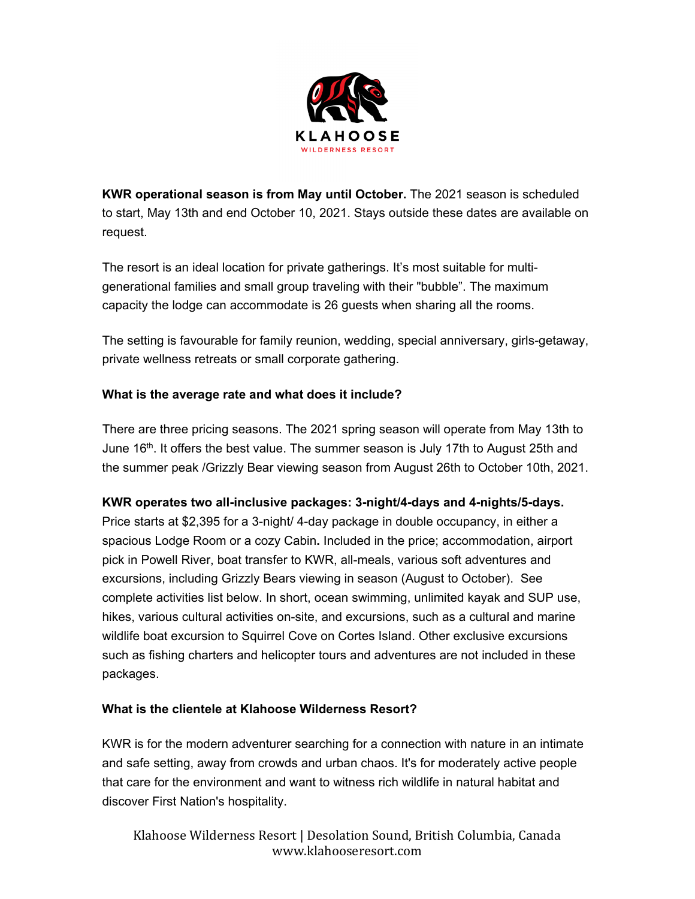**KWR operational season is from May until October.** The 2021 season is scheduled to start, May 13th and end October 10, 2021. Stays outside these dates are available on request.

The resort is an ideal location for private gatherings. It's most suitable for multi-generational families and small group traveling with their "bubble". The maximum capacity the lodge can accommodate is 26 guests when sharing all the rooms.

The setting is favourable for family reunion, wedding, special anniversary, girls-getaway, private wellness retreats or small corporate gathering.

**What is the average rate and what does it include?**

There are three pricing seasons. The 2021 spring season will operate from May 13th to June 16th. It offers the best value. The summer season is July 17th to August 25th and the summer peak /Grizzly Bear viewing season from August 26th to October 10th, 2021.

**KWR operates two all-inclusive packages: 3-night/4-days and 4-nights/5-days.** Price starts at $2,395 for a 3-night/ 4-day package in double occupancy, in either a spacious Lodge Room or a cozy Cabin**.** Included in the price; accommodation, airport pick in Powell River, boat transfer to KWR, all-meals, various soft adventures and excursions, including Grizzly Bears viewing in season (August to October). See complete activities list below. In short, ocean swimming, unlimited kayak and SUP use, hikes, various cultural activities on-site, and excursions, such as a cultural and marine wildlife boat excursion to Squirrel Cove on Cortes Island. Other exclusive excursions such as fishing charters and helicopter tours and adventures are not included in these packages.

**What is the clientele at Klahoose Wilderness Resort?**

KWR is for the modern adventurer searching for a connection with nature in an intimate and safe setting, away from crowds and urban chaos. It's for moderately active people that care for the environment and want to witness rich wildlife in natural habitat and discover First Nation's hospitality.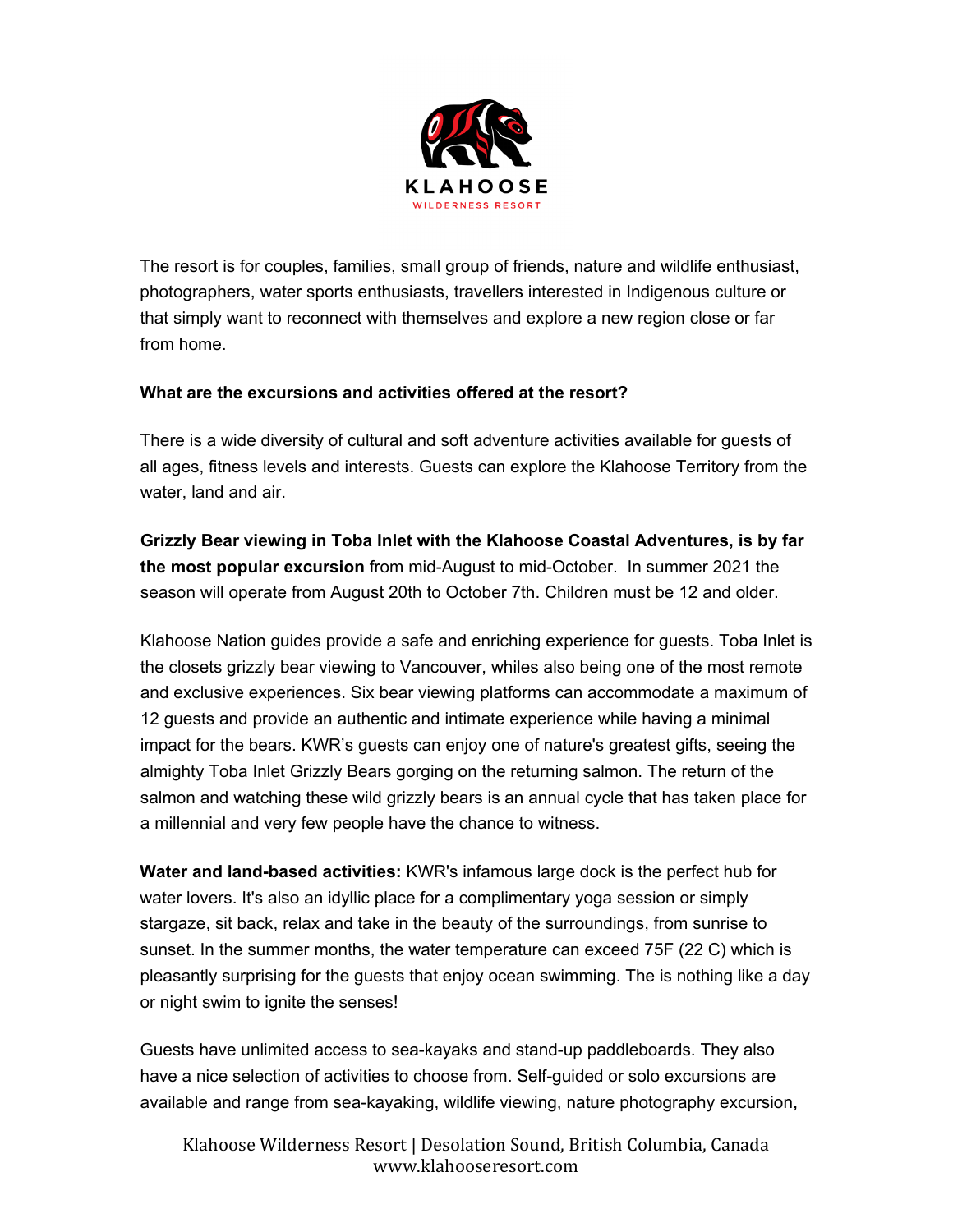The resort is for couples, families, small group of friends, nature and wildlife enthusiast, photographers, water sports enthusiasts, travellers interested in Indigenous culture or that simply want to reconnect with themselves and explore a new region close or far from home.

**What are the excursions and activities offered at the resort?**

There is a wide diversity of cultural and soft adventure activities available for guests of all ages, fitness levels and interests. Guests can explore the Klahoose Territory from the water, land and air.

**Grizzly Bear viewing in Toba Inlet with the Klahoose Coastal Adventures, is by far the most popular excursion** from mid-August to mid-October. In summer 2021 the season will operate from August 20th to October 7th. Children must be 12 and older.

Klahoose Nation guides provide a safe and enriching experience for guests. Toba Inlet is the closets grizzly bear viewing to Vancouver, whiles also being one of the most remote and exclusive experiences. Six bear viewing platforms can accommodate a maximum of 12 guests and provide an authentic and intimate experience while having a minimal impact for the bears. KWR's guests can enjoy one of nature's greatest gifts, seeing the almighty Toba Inlet Grizzly Bears gorging on the returning salmon. The return of the salmon and watching these wild grizzly bears is an annual cycle that has taken place for a millennial and very few people have the chance to witness.

**Water and land-based activities:** KWR's infamous large dock is the perfect hub for water lovers. It's also an idyllic place for a complimentary yoga session or simply stargaze, sit back, relax and take in the beauty of the surroundings, from sunrise to sunset. In the summer months, the water temperature can exceed 75F (22 C) which is pleasantly surprising for the guests that enjoy ocean swimming. The is nothing like a day or night swim to ignite the senses!

Guests have unlimited access to sea-kayaks and stand-up paddleboards. They also have a nice selection of activities to choose from. Self-guided or solo excursions are available and range from sea-kayaking, wildlife viewing, nature photography excursion,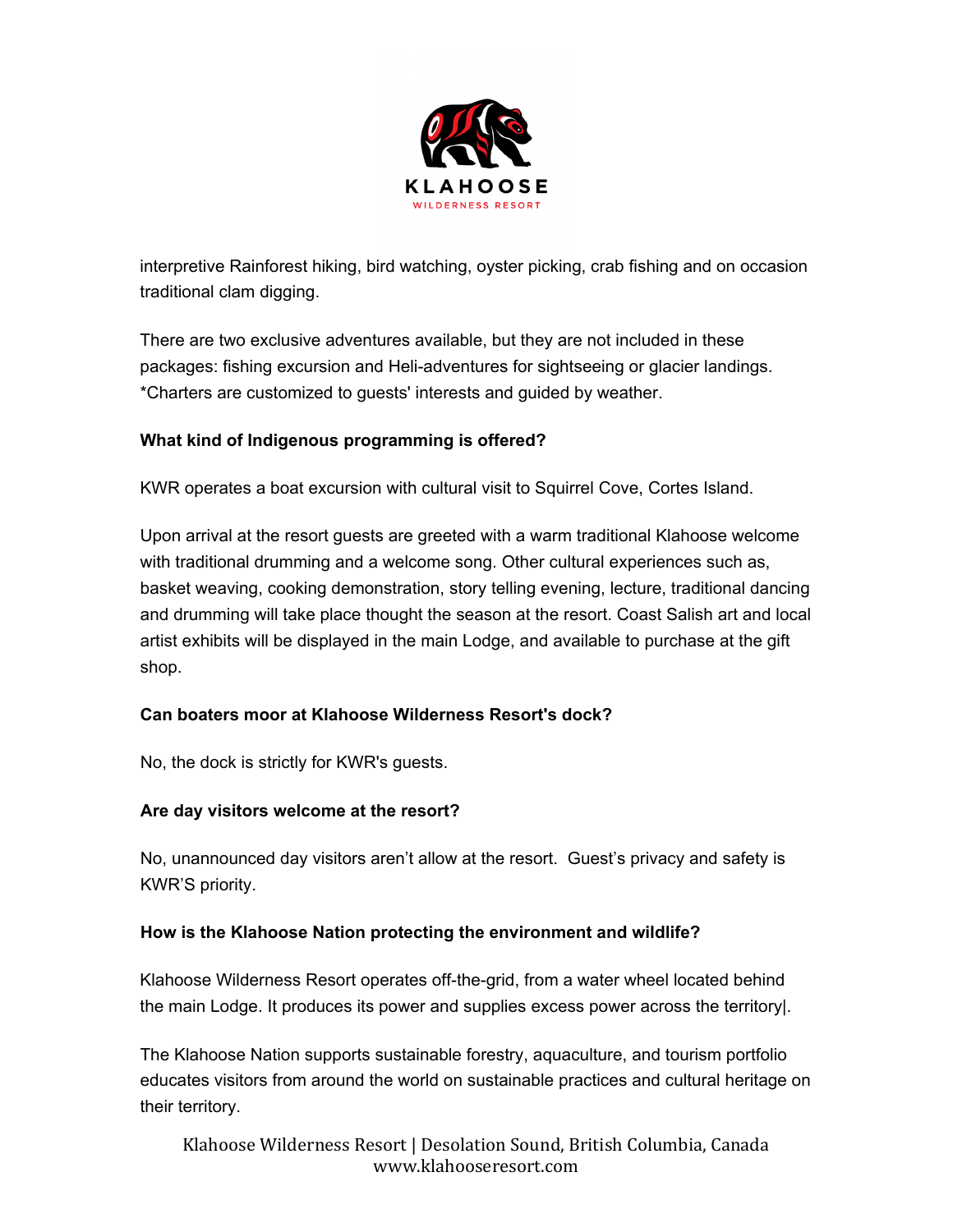interpretive Rainforest hiking, bird watching, oyster picking, crab fishing and on occasion traditional clam digging.

There are two exclusive adventures available, but they are not included in these packages: fishing excursion and Heli-adventures for sightseeing or glacier landings. *Charters are customized to guests' interests and guided by weather.

**What kind of Indigenous programming is offered?**

KWR operates a boat excursion with cultural visit to Squirrel Cove, Cortes Island.

Upon arrival at the resort guests are greeted with a warm traditional Klahoose welcome with traditional drumming and a welcome song. Other cultural experiences such as, basket weaving, cooking demonstration, story telling evening, lecture, traditional dancing and drumming will take place thought the season at the resort. Coast Salish art and local artist exhibits will be displayed in the main Lodge, and available to purchase at the gift shop.

**Can boaters moor at Klahoose Wilderness Resort's dock?**

No, the dock is strictly for KWR's guests.

**Are day visitors welcome at the resort?**

No, unannounced day visitors aren't allow at the resort. Guest's privacy and safety is KWR'S priority.

**How is the Klahoose Nation protecting the environment and wildlife?**

Klahoose Wilderness Resort operates off-the-grid, from a water wheel located behind the main Lodge. It produces its power and supplies excess power across the territory|.

The Klahoose Nation supports sustainable forestry, aquaculture, and tourism portfolio educates visitors from around the world on sustainable practices and cultural heritage on their territory.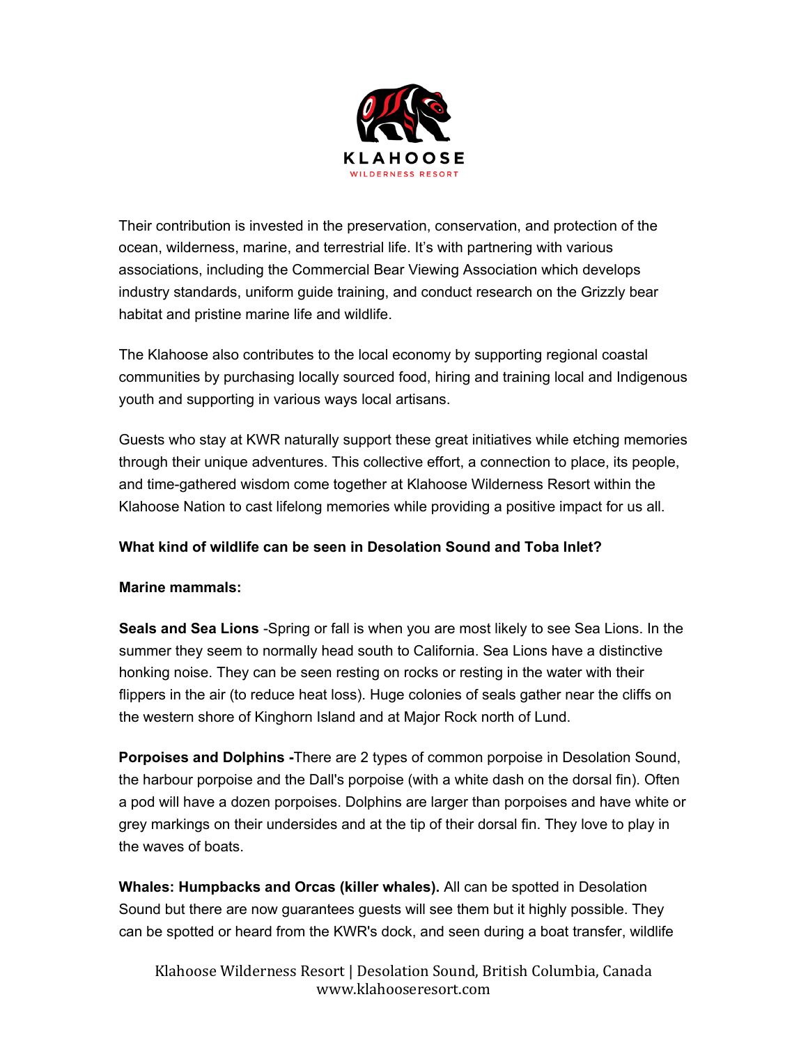Their contribution is invested in the preservation, conservation, and protection of the ocean, wilderness, marine, and terrestrial life. It's with partnering with various associations, including the Commercial Bear Viewing Association which develops industry standards, uniform guide training, and conduct research on the Grizzly bear habitat and pristine marine life and wildlife.

The Klahoose also contributes to the local economy by supporting regional coastal communities by purchasing locally sourced food, hiring and training local and Indigenous youth and supporting in various ways local artisans.

Guests who stay at KWR naturally support these great initiatives while etching memories through their unique adventures. This collective effort, a connection to place, its people, and time-gathered wisdom come together at Klahoose Wilderness Resort within the Klahoose Nation to cast lifelong memories while providing a positive impact for us all.

**What kind of wildlife can be seen in Desolation Sound and Toba Inlet?**

**Marine mammals:**

**Seals and Sea Lions** -Spring or fall is when you are most likely to see Sea Lions. In the summer they seem to normally head south to California. Sea Lions have a distinctive honking noise. They can be seen resting on rocks or resting in the water with their flippers in the air (to reduce heat loss). Huge colonies of seals gather near the cliffs on the western shore of Kinghorn Island and at Major Rock north of Lund.

**Porpoises and Dolphins -**There are 2 types of common porpoise in Desolation Sound, the harbour porpoise and the Dall's porpoise (with a white dash on the dorsal fin). Often a pod will have a dozen porpoises. Dolphins are larger than porpoises and have white or grey markings on their undersides and at the tip of their dorsal fin. They love to play in the waves of boats.

**Whales: Humpbacks and Orcas (killer whales).** All can be spotted in Desolation Sound but there are now guarantees guests will see them but it highly possible. They can be spotted or heard from the KWR's dock, and seen during a boat transfer, wildlife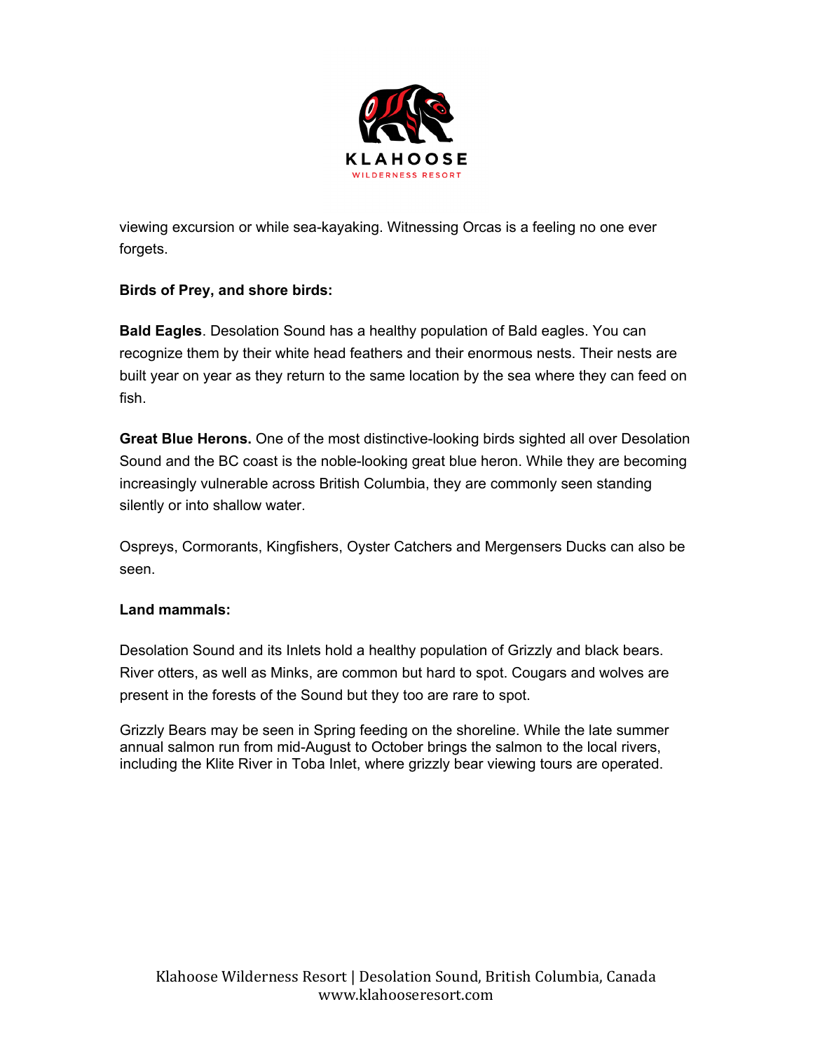viewing excursion or while sea-kayaking. Witnessing Orcas is a feeling no one ever forgets.

**Birds of Prey, and shore birds:**

**Bald Eagles**. Desolation Sound has a healthy population of Bald eagles. You can recognize them by their white head feathers and their enormous nests. Their nests are built year on year as they return to the same location by the sea where they can feed on fish.

**Great Blue Herons.** One of the most distinctive-looking birds sighted all over Desolation Sound and the BC coast is the noble-looking great blue heron. While they are becoming increasingly vulnerable across British Columbia, they are commonly seen standing silently or into shallow water.

Ospreys, Cormorants, Kingfishers, Oyster Catchers and Mergensers Ducks can also be seen.

**Land mammals:**

Desolation Sound and its Inlets hold a healthy population of Grizzly and black bears. River otters, as well as Minks, are common but hard to spot. Cougars and wolves are present in the forests of the Sound but they too are rare to spot.

Grizzly Bears may be seen in Spring feeding on the shoreline. While the late summer annual salmon run from mid-August to October brings the salmon to the local rivers, including the Klite River in Toba Inlet, where grizzly bear viewing tours are operated.